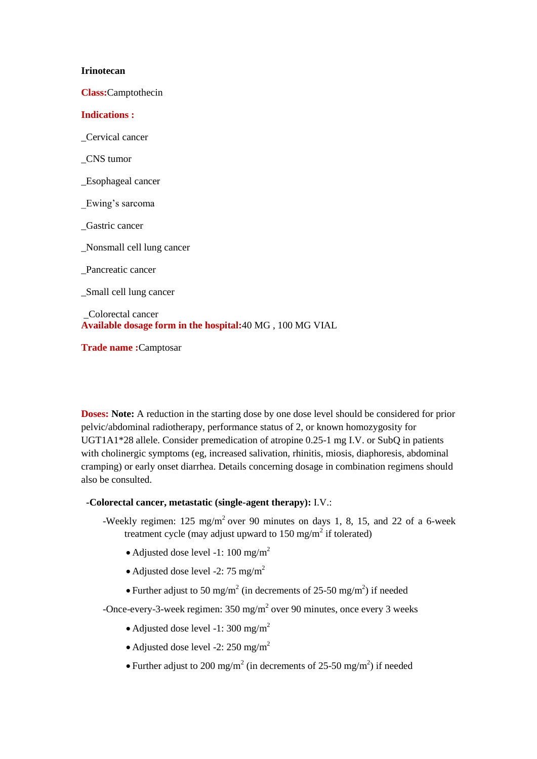**Irinotecan**

**Class:**Camptothecin

**Indications :**

_Cervical cancer

_CNS tumor

_Esophageal cancer

_Ewing's sarcoma

_Gastric cancer

_Nonsmall cell lung cancer

_Pancreatic cancer

_Small cell lung cancer

_Colorectal cancer

**Available dosage form in the hospital:**40 MG , 100 MG VIAL

**Trade name :**Camptosar

**Doses:** **Note:** A reduction in the starting dose by one dose level should be considered for prior pelvic/abdominal radiotherapy, performance status of 2, or known homozygosity for UGT1A1*28 allele. Consider premedication of atropine 0.25-1 mg I.V. or SubQ in patients with cholinergic symptoms (eg, increased salivation, rhinitis, miosis, diaphoresis, abdominal cramping) or early onset diarrhea. Details concerning dosage in combination regimens should also be consulted.

**-Colorectal cancer, metastatic (single-agent therapy):** I.V.:

-Weekly regimen: 125 mg/m$^2$ over 90 minutes on days 1, 8, 15, and 22 of a 6-week treatment cycle (may adjust upward to 150 mg/m$^2$ if tolerated)

- Adjusted dose level -1: 100 mg/m$^2$
- Adjusted dose level -2: 75 mg/m$^2$
- Further adjust to 50 mg/m$^2$ (in decrements of 25-50 mg/m$^2$) if needed

-Once-every-3-week regimen: 350 mg/m$^2$ over 90 minutes, once every 3 weeks

- Adjusted dose level -1: 300 mg/m$^2$
- Adjusted dose level -2: 250 mg/m$^2$
- Further adjust to 200 mg/m$^2$ (in decrements of 25-50 mg/m$^2$) if needed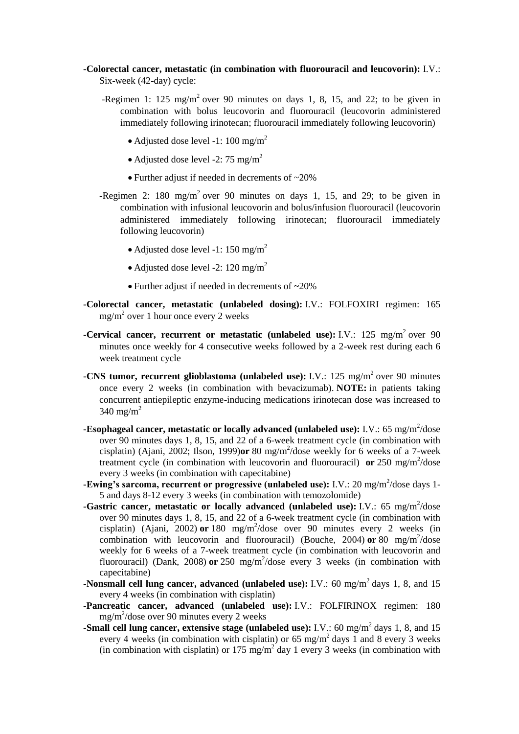**-Colorectal cancer, metastatic (in combination with fluorouracil and leucovorin):** I.V.: Six-week (42-day) cycle:

-Regimen 1: 125 mg/m$^2$ over 90 minutes on days 1, 8, 15, and 22; to be given in combination with bolus leucovorin and fluorouracil (leucovorin administered immediately following irinotecan; fluorouracil immediately following leucovorin)

- Adjusted dose level -1: 100 mg/m$^2$
- Adjusted dose level -2: 75 mg/m$^2$
- Further adjust if needed in decrements of ~20%

-Regimen 2: 180 mg/m$^2$ over 90 minutes on days 1, 15, and 29; to be given in combination with infusional leucovorin and bolus/infusion fluorouracil (leucovorin administered immediately following irinotecan; fluorouracil immediately following leucovorin)

- Adjusted dose level -1: 150 mg/m$^2$
- Adjusted dose level -2: 120 mg/m$^2$
- Further adjust if needed in decrements of ~20%

**-Colorectal cancer, metastatic (unlabeled dosing):** I.V.: FOLFOXIRI regimen: 165 mg/m$^2$ over 1 hour once every 2 weeks

**-Cervical cancer, recurrent or metastatic (unlabeled use):** I.V.: 125 mg/m$^2$ over 90 minutes once weekly for 4 consecutive weeks followed by a 2-week rest during each 6 week treatment cycle

**-CNS tumor, recurrent glioblastoma (unlabeled use):** I.V.: 125 mg/m$^2$ over 90 minutes once every 2 weeks (in combination with bevacizumab). **NOTE:** in patients taking concurrent antiepileptic enzyme-inducing medications irinotecan dose was increased to 340 mg/m$^2$

**-Esophageal cancer, metastatic or locally advanced (unlabeled use):** I.V.: 65 mg/m$^2$/dose over 90 minutes days 1, 8, 15, and 22 of a 6-week treatment cycle (in combination with cisplatin) (Ajani, 2002; Ilson, 1999)**or** 80 mg/m$^2$/dose weekly for 6 weeks of a 7-week treatment cycle (in combination with leucovorin and fluorouracil) **or** 250 mg/m$^2$/dose every 3 weeks (in combination with capecitabine)

**-Ewing's sarcoma, recurrent or progressive (unlabeled use):** I.V.: 20 mg/m$^2$/dose days 1-5 and days 8-12 every 3 weeks (in combination with temozolomide)

**-Gastric cancer, metastatic or locally advanced (unlabeled use):** I.V.: 65 mg/m$^2$/dose over 90 minutes days 1, 8, 15, and 22 of a 6-week treatment cycle (in combination with cisplatin) (Ajani, 2002) **or** 180 mg/m$^2$/dose over 90 minutes every 2 weeks (in combination with leucovorin and fluorouracil) (Bouche, 2004) **or** 80 mg/m$^2$/dose weekly for 6 weeks of a 7-week treatment cycle (in combination with leucovorin and fluorouracil) (Dank, 2008) **or** 250 mg/m$^2$/dose every 3 weeks (in combination with capecitabine)

**-Nonsmall cell lung cancer, advanced (unlabeled use):** I.V.: 60 mg/m$^2$ days 1, 8, and 15 every 4 weeks (in combination with cisplatin)

**-Pancreatic cancer, advanced (unlabeled use):** I.V.: FOLFIRINOX regimen: 180 mg/m$^2$/dose over 90 minutes every 2 weeks

**-Small cell lung cancer, extensive stage (unlabeled use):** I.V.: 60 mg/m$^2$ days 1, 8, and 15 every 4 weeks (in combination with cisplatin) or 65 mg/m$^2$ days 1 and 8 every 3 weeks (in combination with cisplatin) or 175 mg/m$^2$ day 1 every 3 weeks (in combination with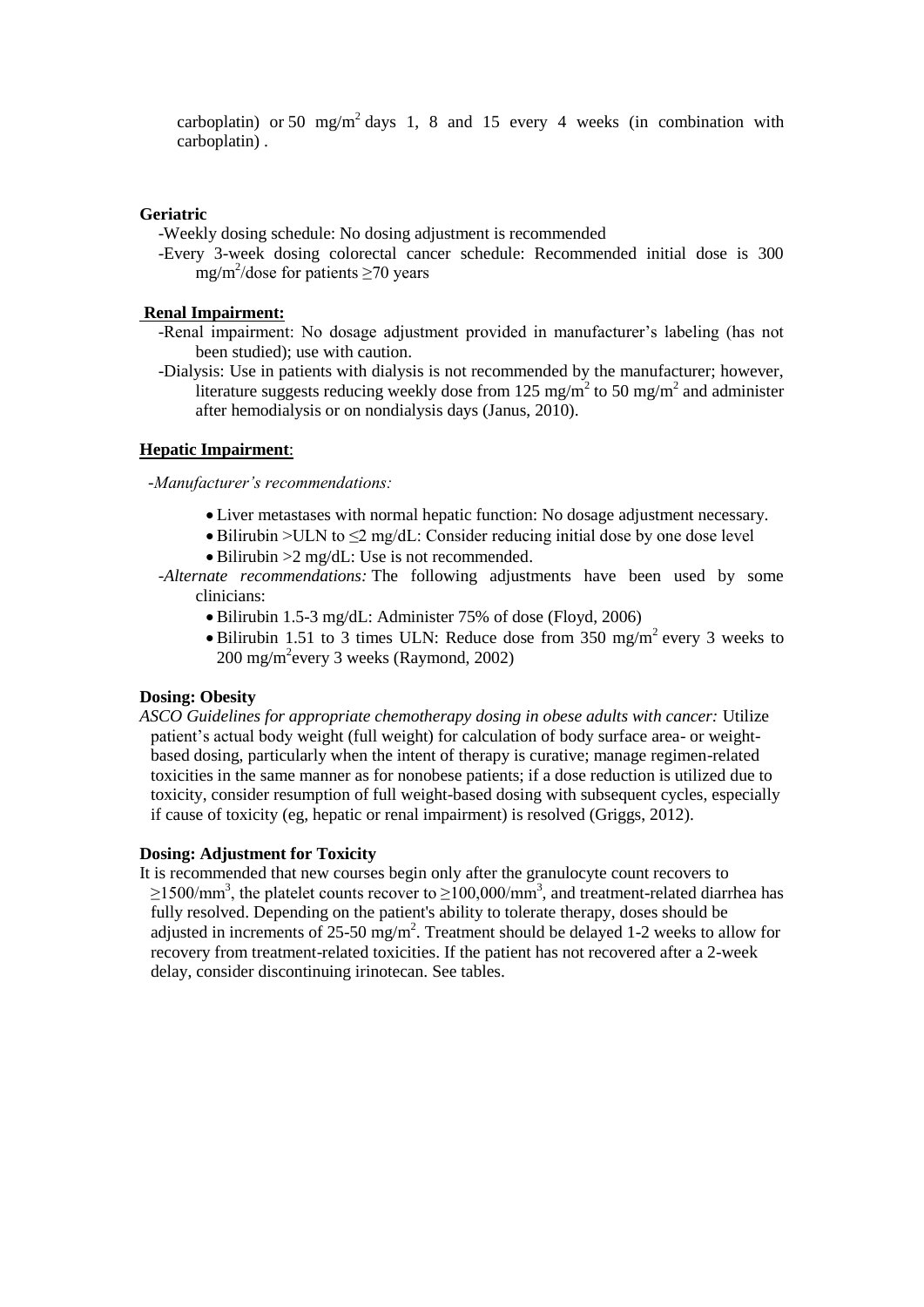carboplatin) or 50 $mg/m^2$ days 1, 8 and 15 every 4 weeks (in combination with carboplatin) .

**Geriatric**

-Weekly dosing schedule: No dosing adjustment is recommended

-Every 3-week dosing colorectal cancer schedule: Recommended initial dose is 300 $mg/m^2$/dose for patients ≥70 years

**Renal Impairment:**

-Renal impairment: No dosage adjustment provided in manufacturer's labeling (has not been studied); use with caution.

-Dialysis: Use in patients with dialysis is not recommended by the manufacturer; however, literature suggests reducing weekly dose from 125 $mg/m^2$ to 50 $mg/m^2$ and administer after hemodialysis or on nondialysis days (Janus, 2010).

**Hepatic Impairment**:

-*Manufacturer's recommendations:*

- Liver metastases with normal hepatic function: No dosage adjustment necessary.
- Bilirubin >ULN to ≤2 mg/dL: Consider reducing initial dose by one dose level
- Bilirubin >2 mg/dL: Use is not recommended.

-*Alternate recommendations:* The following adjustments have been used by some clinicians:

- Bilirubin 1.5-3 mg/dL: Administer 75% of dose (Floyd, 2006)
- Bilirubin 1.51 to 3 times ULN: Reduce dose from 350 $mg/m^2$ every 3 weeks to 200 $mg/m^2$ every 3 weeks (Raymond, 2002)

**Dosing: Obesity**

*ASCO Guidelines for appropriate chemotherapy dosing in obese adults with cancer:* Utilize patient's actual body weight (full weight) for calculation of body surface area- or weight-based dosing, particularly when the intent of therapy is curative; manage regimen-related toxicities in the same manner as for nonobese patients; if a dose reduction is utilized due to toxicity, consider resumption of full weight-based dosing with subsequent cycles, especially if cause of toxicity (eg, hepatic or renal impairment) is resolved (Griggs, 2012).

**Dosing: Adjustment for Toxicity**

It is recommended that new courses begin only after the granulocyte count recovers to ≥1500/$mm^3$, the platelet counts recover to ≥100,000/$mm^3$, and treatment-related diarrhea has fully resolved. Depending on the patient's ability to tolerate therapy, doses should be adjusted in increments of 25-50 $mg/m^2$. Treatment should be delayed 1-2 weeks to allow for recovery from treatment-related toxicities. If the patient has not recovered after a 2-week delay, consider discontinuing irinotecan. See tables.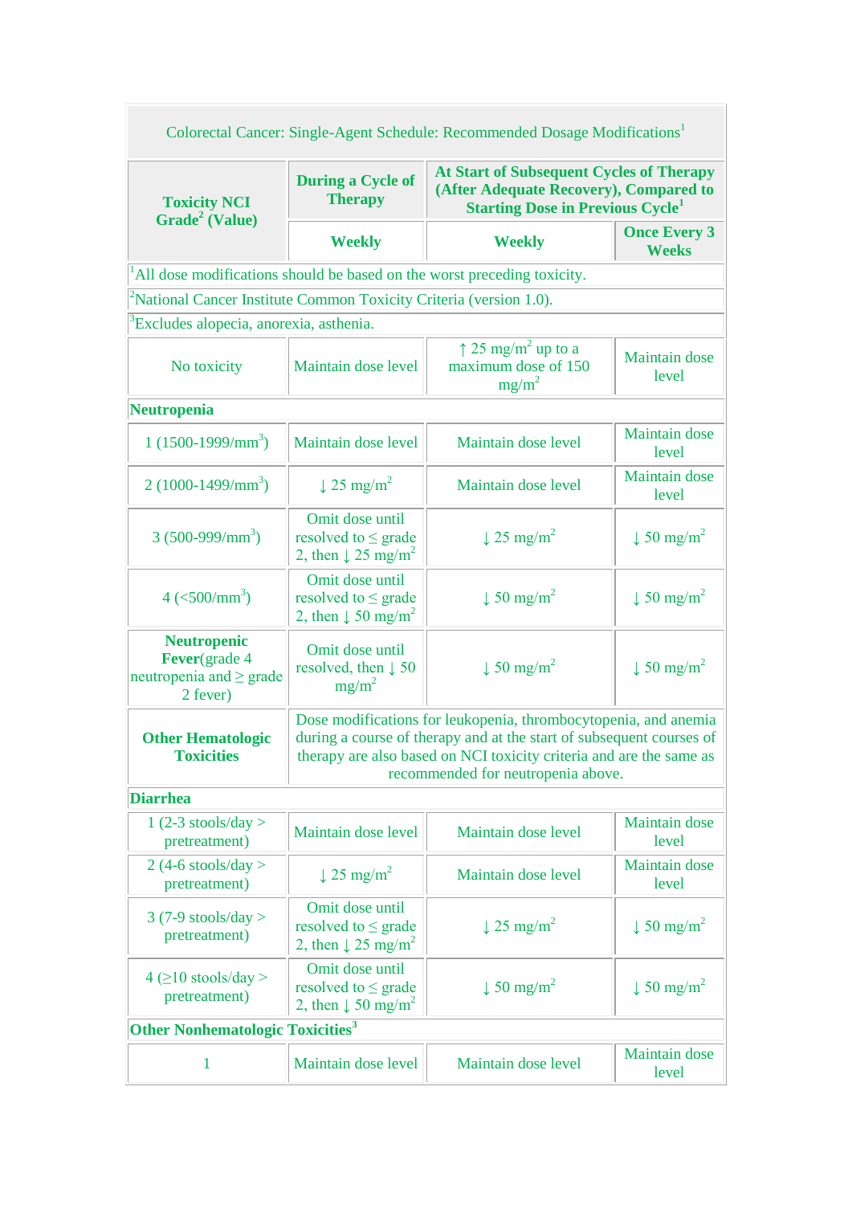| Colorectal Cancer: Single-Agent Schedule: Recommended Dosage Modifications[1] | | | |
|---|---|---|---|
| **Toxicity NCI Grade[2] (Value)** | **During a Cycle of Therapy** | **At Start of Subsequent Cycles of Therapy (After Adequate Recovery), Compared to Starting Dose in Previous Cycle[1]** | |
| | **Weekly** | **Weekly** | **Once Every 3 Weeks** |
| [1]All dose modifications should be based on the worst preceding toxicity. | | | |
| [2]National Cancer Institute Common Toxicity Criteria (version 1.0). | | | |
| [3]Excludes alopecia, anorexia, asthenia. | | | |
| No toxicity | Maintain dose level | ↑ 25 mg/m$^2$ up to a maximum dose of 150 mg/m$^2$ | Maintain dose level |
| **Neutropenia** | | | |
| 1 (1500-1999/mm$^3$) | Maintain dose level | Maintain dose level | Maintain dose level |
| 2 (1000-1499/mm$^3$) | ↓ 25 mg/m$^2$ | Maintain dose level | Maintain dose level |
| 3 (500-999/mm$^3$) | Omit dose until resolved to ≤ grade 2, then ↓ 25 mg/m$^2$ | ↓ 25 mg/m$^2$ | ↓ 50 mg/m$^2$ |
| 4 (<500/mm$^3$) | Omit dose until resolved to ≤ grade 2, then ↓ 50 mg/m$^2$ | ↓ 50 mg/m$^2$ | ↓ 50 mg/m$^2$ |
| **Neutropenic Fever**(grade 4 neutropenia and ≥ grade 2 fever) | Omit dose until resolved, then ↓ 50 mg/m$^2$ | ↓ 50 mg/m$^2$ | ↓ 50 mg/m$^2$ |
| **Other Hematologic Toxicities** | Dose modifications for leukopenia, thrombocytopenia, and anemia during a course of therapy and at the start of subsequent courses of therapy are also based on NCI toxicity criteria and are the same as recommended for neutropenia above. | | |
| **Diarrhea** | | | |
| 1 (2-3 stools/day > pretreatment) | Maintain dose level | Maintain dose level | Maintain dose level |
| 2 (4-6 stools/day > pretreatment) | ↓ 25 mg/m$^2$ | Maintain dose level | Maintain dose level |
| 3 (7-9 stools/day > pretreatment) | Omit dose until resolved to ≤ grade 2, then ↓ 25 mg/m$^2$ | ↓ 25 mg/m$^2$ | ↓ 50 mg/m$^2$ |
| 4 (≥10 stools/day > pretreatment) | Omit dose until resolved to ≤ grade 2, then ↓ 50 mg/m$^2$ | ↓ 50 mg/m$^2$ | ↓ 50 mg/m$^2$ |
| **Other Nonhematologic Toxicities[3]** | | | |
| 1 | Maintain dose level | Maintain dose level | Maintain dose level |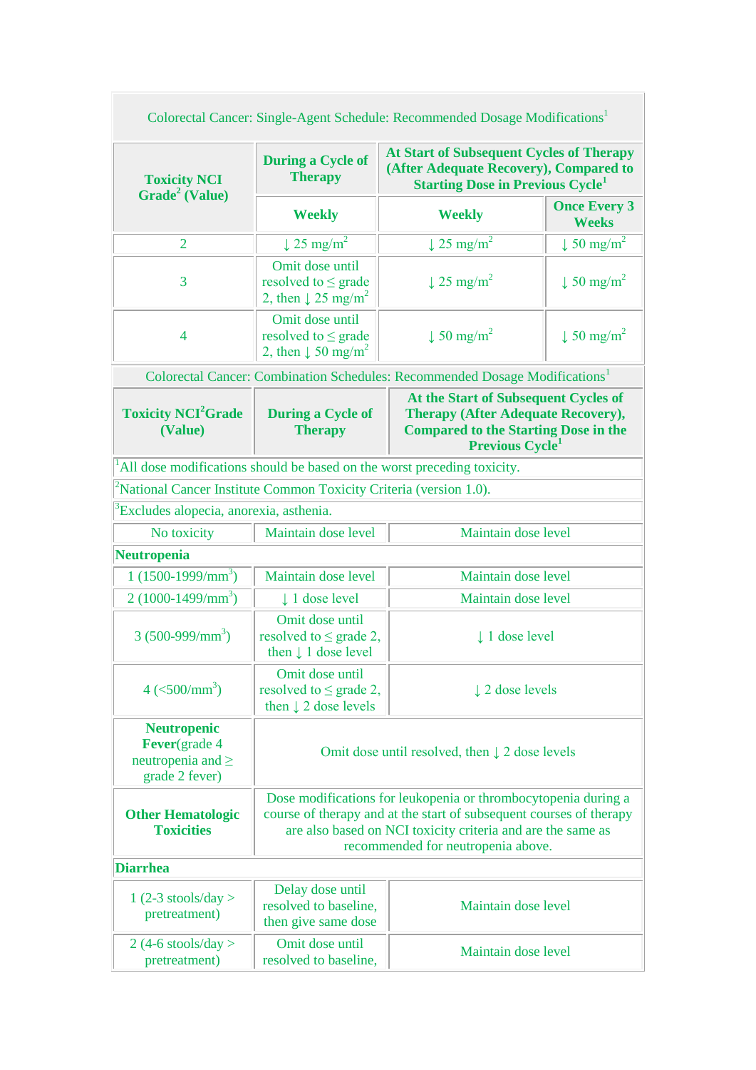| Colorectal Cancer: Single-Agent Schedule: Recommended Dosage Modifications[1] | | | |
|---|---|---|---|
| Toxicity NCI Grade[2] (Value) | During a Cycle of Therapy | At Start of Subsequent Cycles of Therapy (After Adequate Recovery), Compared to Starting Dose in Previous Cycle[1] | |
| | Weekly | Weekly | Once Every 3 Weeks |
| 2 | ↓ 25 mg/m$^2$ | ↓ 25 mg/m$^2$ | ↓ 50 mg/m$^2$ |
| 3 | Omit dose until resolved to ≤ grade 2, then ↓ 25 mg/m$^2$ | ↓ 25 mg/m$^2$ | ↓ 50 mg/m$^2$ |
| 4 | Omit dose until resolved to ≤ grade 2, then ↓ 50 mg/m$^2$ | ↓ 50 mg/m$^2$ | ↓ 50 mg/m$^2$ |

| Colorectal Cancer: Combination Schedules: Recommended Dosage Modifications[1] | | |
|---|---|---|
| Toxicity NCI[2]Grade (Value) | During a Cycle of Therapy | At the Start of Subsequent Cycles of Therapy (After Adequate Recovery), Compared to the Starting Dose in the Previous Cycle[1] |
| [1]All dose modifications should be based on the worst preceding toxicity. | | |
| [2]National Cancer Institute Common Toxicity Criteria (version 1.0). | | |
| [3]Excludes alopecia, anorexia, asthenia. | | |
| No toxicity | Maintain dose level | Maintain dose level |
| **Neutropenia** | | |
| 1 (1500-1999/mm$^3$) | Maintain dose level | Maintain dose level |
| 2 (1000-1499/mm$^3$) | ↓ 1 dose level | Maintain dose level |
| 3 (500-999/mm$^3$) | Omit dose until resolved to ≤ grade 2, then ↓ 1 dose level | ↓ 1 dose level |
| 4 (<500/mm$^3$) | Omit dose until resolved to ≤ grade 2, then ↓ 2 dose levels | ↓ 2 dose levels |
| **Neutropenic Fever**(grade 4 neutropenia and ≥ grade 2 fever) | Omit dose until resolved, then ↓ 2 dose levels | |
| **Other Hematologic Toxicities** | Dose modifications for leukopenia or thrombocytopenia during a course of therapy and at the start of subsequent courses of therapy are also based on NCI toxicity criteria and are the same as recommended for neutropenia above. | |
| **Diarrhea** | | |
| 1 (2-3 stools/day > pretreatment) | Delay dose until resolved to baseline, then give same dose | Maintain dose level |
| 2 (4-6 stools/day > pretreatment) | Omit dose until resolved to baseline, | Maintain dose level |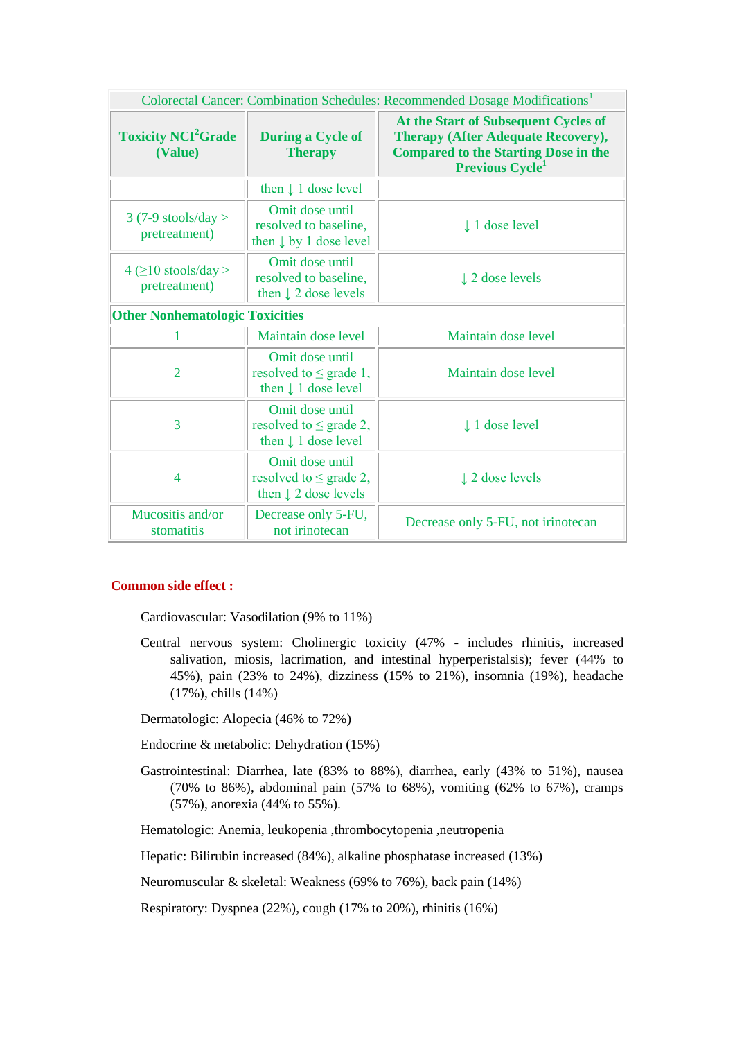| Colorectal Cancer: Combination Schedules: Recommended Dosage Modifications[1] | | |
|---|---|---|
| **Toxicity NCI[2]Grade (Value)** | **During a Cycle of Therapy** | **At the Start of Subsequent Cycles of Therapy (After Adequate Recovery), Compared to the Starting Dose in the Previous Cycle[1]** |
| | then ↓ 1 dose level | |
| 3 (7-9 stools/day > pretreatment) | Omit dose until resolved to baseline, then ↓ by 1 dose level | ↓ 1 dose level |
| 4 (≥10 stools/day > pretreatment) | Omit dose until resolved to baseline, then ↓ 2 dose levels | ↓ 2 dose levels |
| **Other Nonhematologic Toxicities** | | |
| 1 | Maintain dose level | Maintain dose level |
| 2 | Omit dose until resolved to ≤ grade 1, then ↓ 1 dose level | Maintain dose level |
| 3 | Omit dose until resolved to ≤ grade 2, then ↓ 1 dose level | ↓ 1 dose level |
| 4 | Omit dose until resolved to ≤ grade 2, then ↓ 2 dose levels | ↓ 2 dose levels |
| Mucositis and/or stomatitis | Decrease only 5-FU, not irinotecan | Decrease only 5-FU, not irinotecan |

**Common side effect :**

Cardiovascular: Vasodilation (9% to 11%)

Central nervous system: Cholinergic toxicity (47% - includes rhinitis, increased salivation, miosis, lacrimation, and intestinal hyperperistalsis); fever (44% to 45%), pain (23% to 24%), dizziness (15% to 21%), insomnia (19%), headache (17%), chills (14%)

Dermatologic: Alopecia (46% to 72%)

Endocrine & metabolic: Dehydration (15%)

Gastrointestinal: Diarrhea, late (83% to 88%), diarrhea, early (43% to 51%), nausea (70% to 86%), abdominal pain (57% to 68%), vomiting (62% to 67%), cramps (57%), anorexia (44% to 55%).

Hematologic: Anemia, leukopenia ,thrombocytopenia ,neutropenia

Hepatic: Bilirubin increased (84%), alkaline phosphatase increased (13%)

Neuromuscular & skeletal: Weakness (69% to 76%), back pain (14%)

Respiratory: Dyspnea (22%), cough (17% to 20%), rhinitis (16%)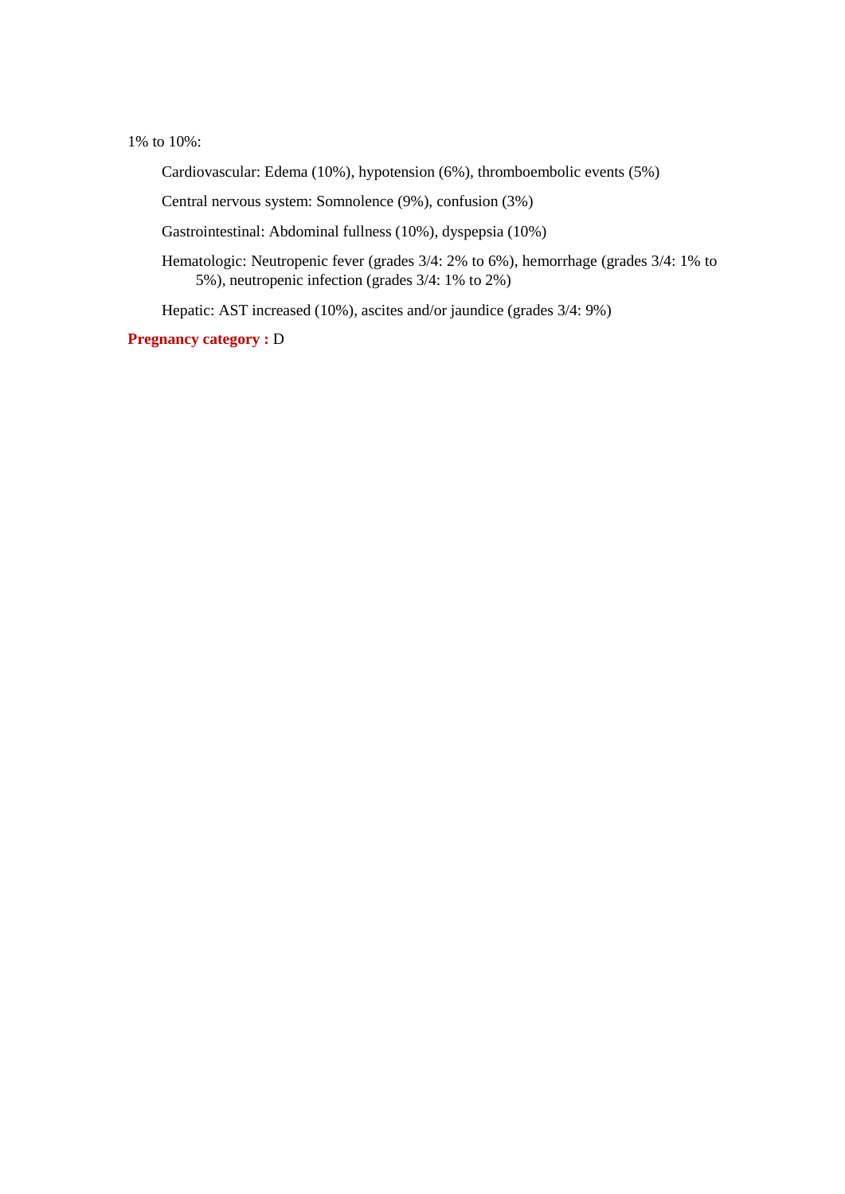1% to 10%:

- Cardiovascular: Edema (10%), hypotension (6%), thromboembolic events (5%)
- Central nervous system: Somnolence (9%), confusion (3%)
- Gastrointestinal: Abdominal fullness (10%), dyspepsia (10%)
- Hematologic: Neutropenic fever (grades 3/4: 2% to 6%), hemorrhage (grades 3/4: 1% to 5%), neutropenic infection (grades 3/4: 1% to 2%)
- Hepatic: AST increased (10%), ascites and/or jaundice (grades 3/4: 9%)

**Pregnancy category :** D